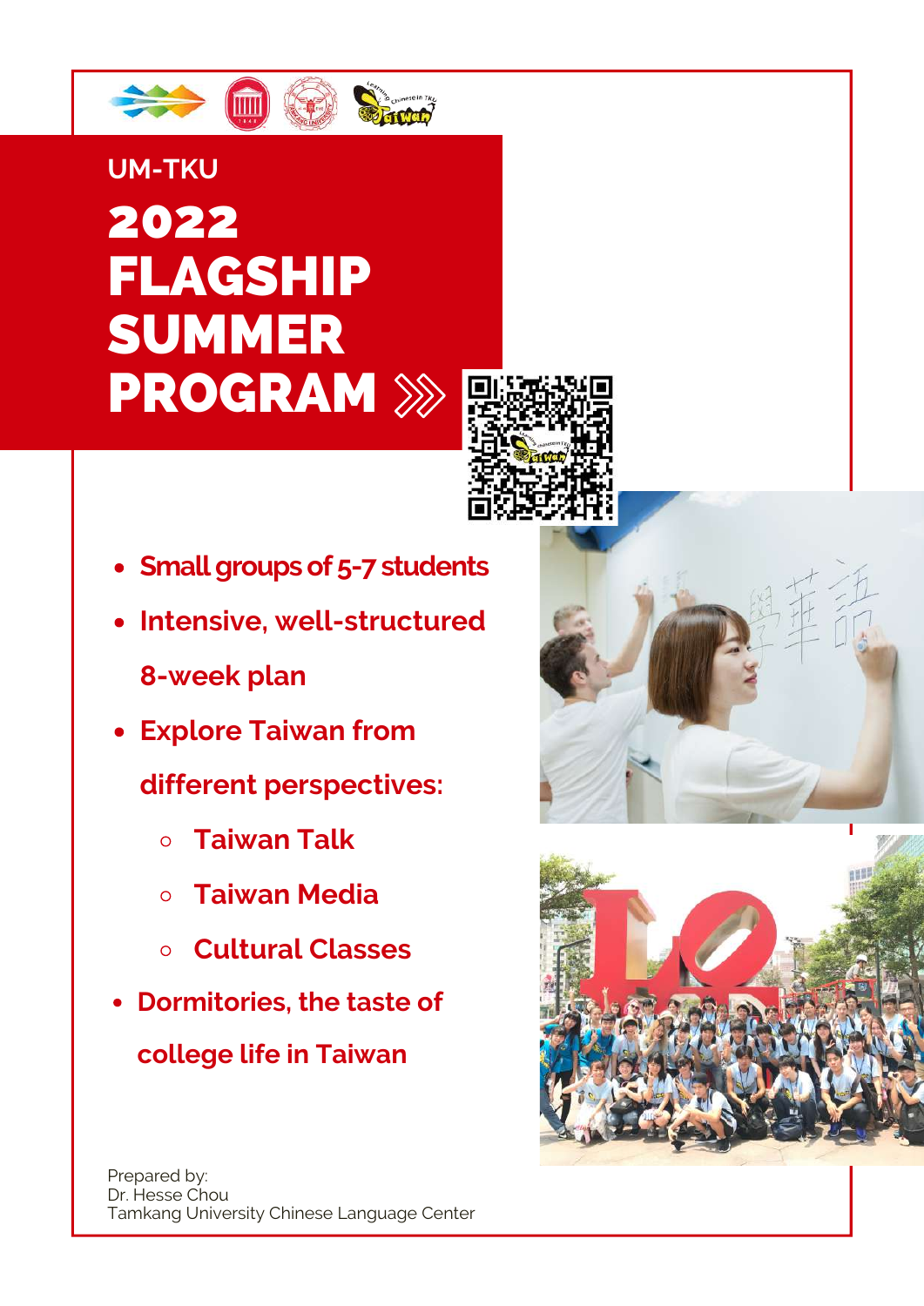UM-TKU

# 2022 FLAGSHIP SUMMER PROGRAM

- **Small groups of 5-7 students**
- **Intensive, well-structured 8-week plan**
- **Explore Taiwan from different perspectives:**
  - **Taiwan Talk**
  - **Taiwan Media**
  - **Cultural Classes**
- **Dormitories, the taste of college life in Taiwan**

Prepared by:
Dr. Hesse Chou
Tamkang University Chinese Language Center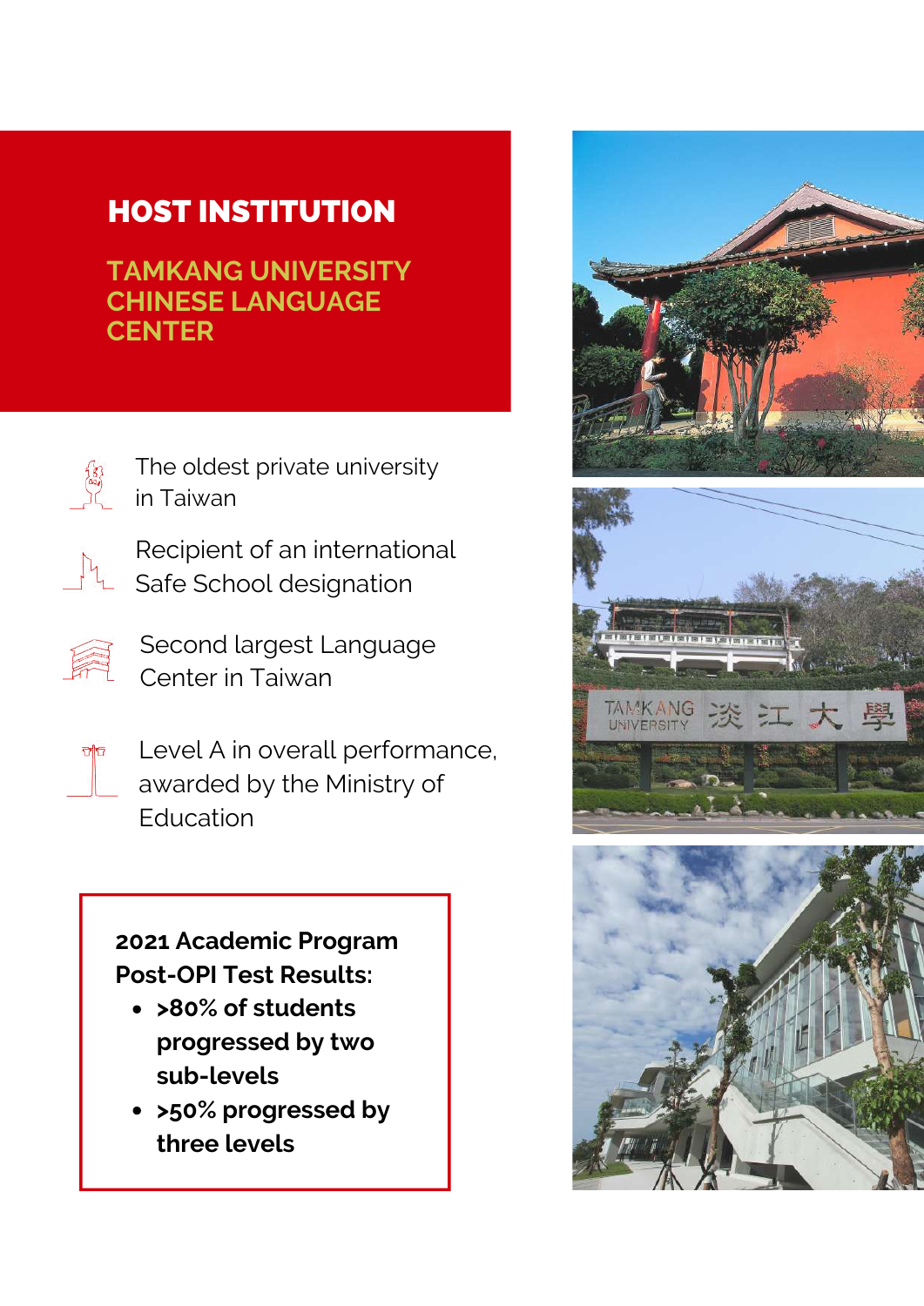# HOST INSTITUTION

## TAMKANG UNIVERSITY CHINESE LANGUAGE CENTER

- The oldest private university in Taiwan
- Recipient of an international Safe School designation
- Second largest Language Center in Taiwan
- Level A in overall performance, awarded by the Ministry of Education

**2021 Academic Program Post-OPI Test Results:**

- **>80% of students progressed by two sub-levels**
- **>50% progressed by three levels**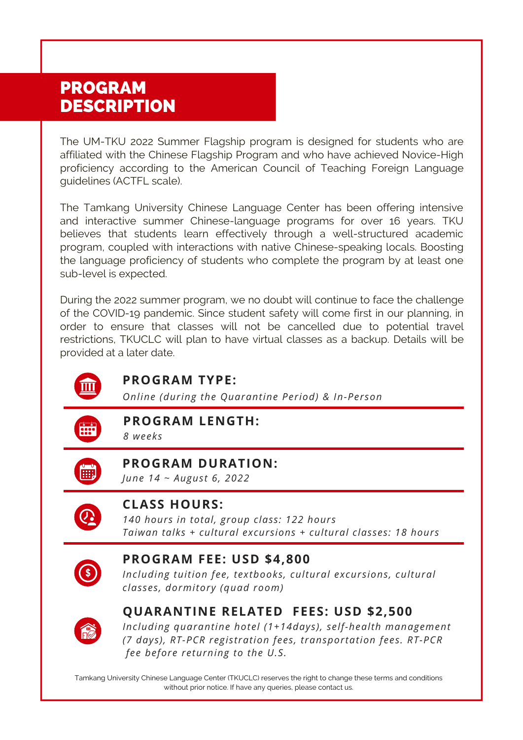# PROGRAM DESCRIPTION

The UM-TKU 2022 Summer Flagship program is designed for students who are affiliated with the Chinese Flagship Program and who have achieved Novice-High proficiency according to the American Council of Teaching Foreign Language guidelines (ACTFL scale).

The Tamkang University Chinese Language Center has been offering intensive and interactive summer Chinese-language programs for over 16 years. TKU believes that students learn effectively through a well-structured academic program, coupled with interactions with native Chinese-speaking locals. Boosting the language proficiency of students who complete the program by at least one sub-level is expected.

During the 2022 summer program, we no doubt will continue to face the challenge of the COVID-19 pandemic. Since student safety will come first in our planning, in order to ensure that classes will not be cancelled due to potential travel restrictions, TKUCLC will plan to have virtual classes as a backup. Details will be provided at a later date.

### PROGRAM TYPE:

*Online (during the Quarantine Period) & In-Person*

### PROGRAM LENGTH:

*8 weeks*

### PROGRAM DURATION:

*June 14 ~ August 6, 2022*

### CLASS HOURS:

*140 hours in total, group class: 122 hours*
*Taiwan talks + cultural excursions + cultural classes: 18 hours*

### PROGRAM FEE: USD $4,800

*Including tuition fee, textbooks, cultural excursions, cultural classes, dormitory (quad room)*

### QUARANTINE RELATED FEES: USD $2,500

*Including quarantine hotel (1+14days), self-health management (7 days), RT-PCR registration fees, transportation fees. RT-PCR fee before returning to the U.S.*

Tamkang University Chinese Language Center (TKUCLC) reserves the right to change these terms and conditions without prior notice. If have any queries, please contact us.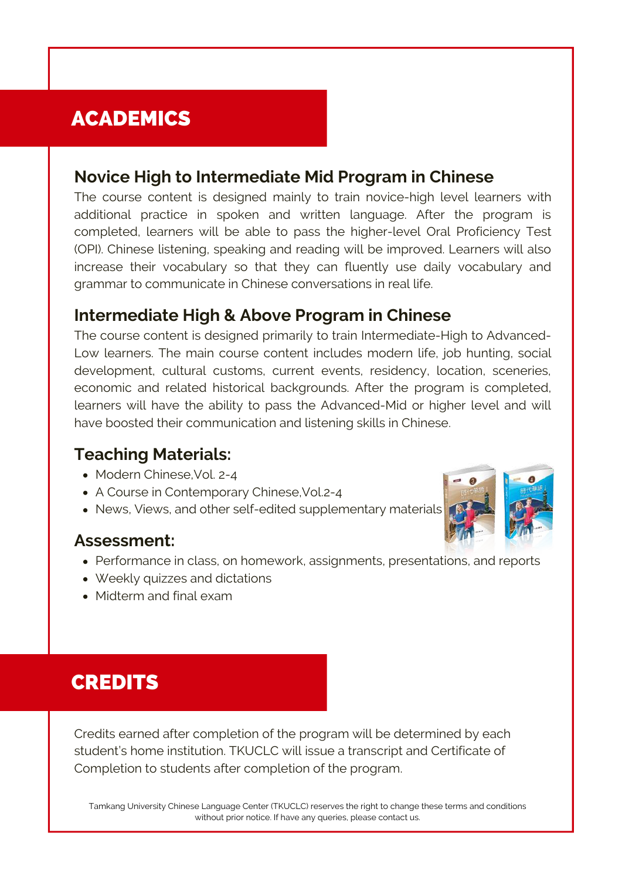## ACADEMICS

### Novice High to Intermediate Mid Program in Chinese

The course content is designed mainly to train novice-high level learners with additional practice in spoken and written language. After the program is completed, learners will be able to pass the higher-level Oral Proficiency Test (OPI). Chinese listening, speaking and reading will be improved. Learners will also increase their vocabulary so that they can fluently use daily vocabulary and grammar to communicate in Chinese conversations in real life.

### Intermediate High & Above Program in Chinese

The course content is designed primarily to train Intermediate-High to Advanced-Low learners. The main course content includes modern life, job hunting, social development, cultural customs, current events, residency, location, sceneries, economic and related historical backgrounds. After the program is completed, learners will have the ability to pass the Advanced-Mid or higher level and will have boosted their communication and listening skills in Chinese.

### Teaching Materials:

- Modern Chinese,Vol. 2-4
- A Course in Contemporary Chinese,Vol.2-4
- News, Views, and other self-edited supplementary materials

### Assessment:

- Performance in class, on homework, assignments, presentations, and reports
- Weekly quizzes and dictations
- Midterm and final exam

## CREDITS

Credits earned after completion of the program will be determined by each student's home institution. TKUCLC will issue a transcript and Certificate of Completion to students after completion of the program.

Tamkang University Chinese Language Center (TKUCLC) reserves the right to change these terms and conditions without prior notice. If have any queries, please contact us.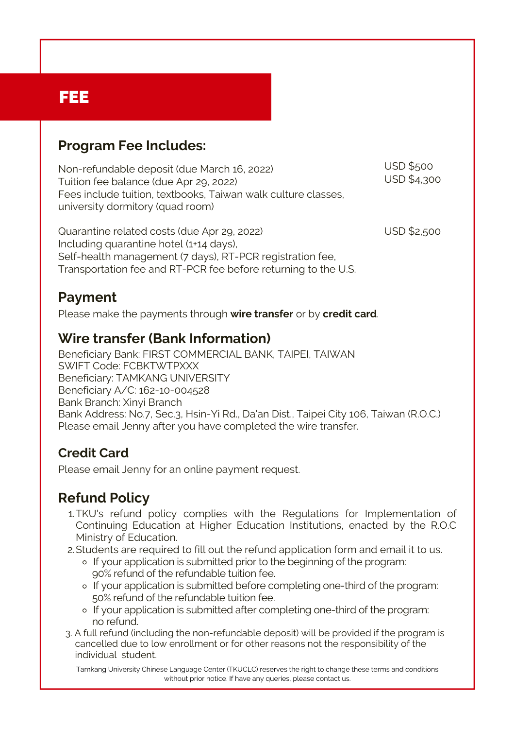# FEE

## Program Fee Includes:

| | |
|---|---|
| Non-refundable deposit (due March 16, 2022) | USD $500 |
| Tuition fee balance (due Apr 29, 2022) | USD $4,300 |
| Fees include tuition, textbooks, Taiwan walk culture classes, university dormitory (quad room) | |
| Quarantine related costs (due Apr 29, 2022) Including quarantine hotel (1+14 days), Self-health management (7 days), RT-PCR registration fee, Transportation fee and RT-PCR fee before returning to the U.S. | USD $2,500 |

## Payment

Please make the payments through **wire transfer** or by **credit card**.

## Wire transfer (Bank Information)

Beneficiary Bank: FIRST COMMERCIAL BANK, TAIPEI, TAIWAN
SWIFT Code: FCBKTWTPXXX
Beneficiary: TAMKANG UNIVERSITY
Beneficiary A/C: 162-10-004528
Bank Branch: Xinyi Branch
Bank Address: No.7, Sec.3, Hsin-Yi Rd., Da'an Dist., Taipei City 106, Taiwan (R.O.C.)
Please email Jenny after you have completed the wire transfer.

## Credit Card

Please email Jenny for an online payment request.

## Refund Policy

1. TKU's refund policy complies with the Regulations for Implementation of Continuing Education at Higher Education Institutions, enacted by the R.O.C Ministry of Education.
2. Students are required to fill out the refund application form and email it to us.
   - If your application is submitted prior to the beginning of the program: 90% refund of the refundable tuition fee.
   - If your application is submitted before completing one-third of the program: 50% refund of the refundable tuition fee.
   - If your application is submitted after completing one-third of the program: no refund.
3. A full refund (including the non-refundable deposit) will be provided if the program is cancelled due to low enrollment or for other reasons not the responsibility of the individual student.

Tamkang University Chinese Language Center (TKUCLC) reserves the right to change these terms and conditions without prior notice. If have any queries, please contact us.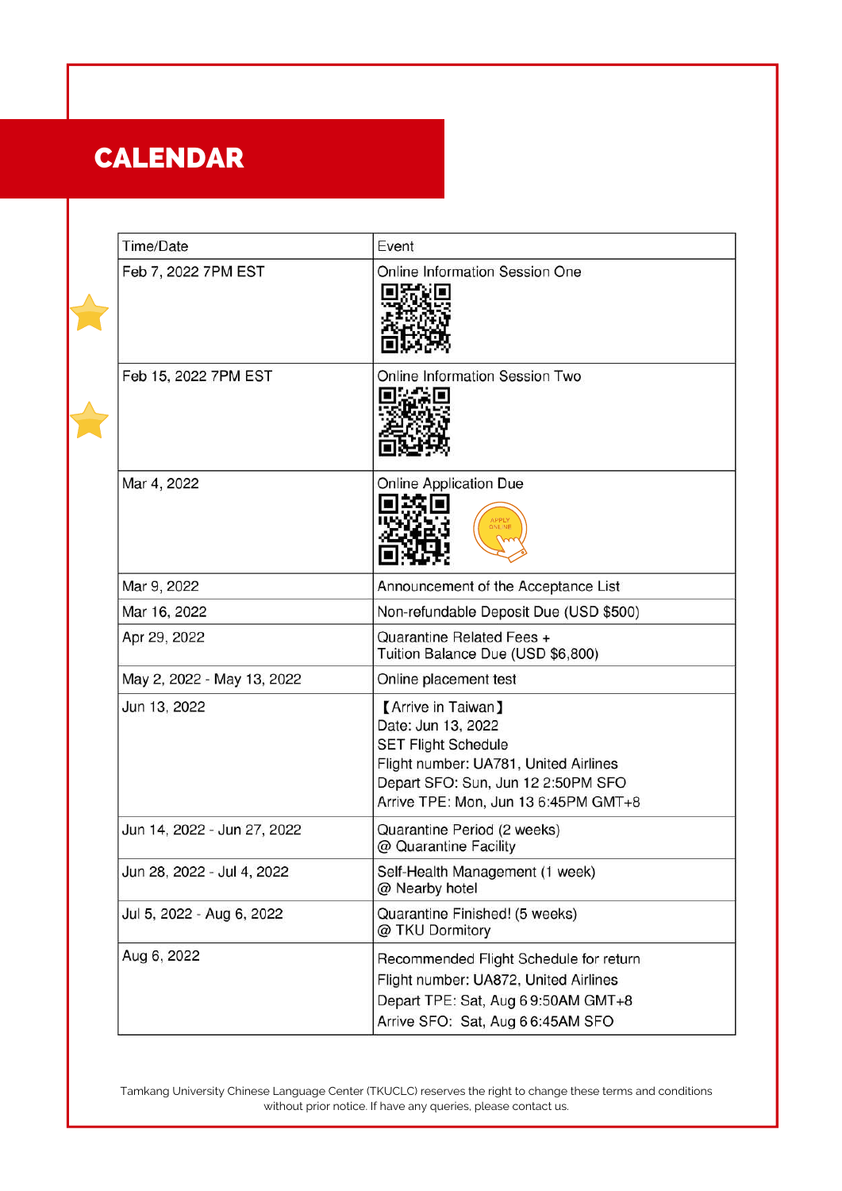# CALENDAR

| Time/Date | Event |
| --- | --- |
| Feb 7, 2022 7PM EST | Online Information Session One |
| Feb 15, 2022 7PM EST | Online Information Session Two |
| Mar 4, 2022 | Online Application Due |
| Mar 9, 2022 | Announcement of the Acceptance List |
| Mar 16, 2022 | Non-refundable Deposit Due (USD $500) |
| Apr 29, 2022 | Quarantine Related Fees + Tuition Balance Due (USD $6,800) |
| May 2, 2022 - May 13, 2022 | Online placement test |
| Jun 13, 2022 | 【Arrive in Taiwan】 Date: Jun 13, 2022 SET Flight Schedule Flight number: UA781, United Airlines Depart SFO: Sun, Jun 12 2:50PM SFO Arrive TPE: Mon, Jun 13 6:45PM GMT+8 |
| Jun 14, 2022 - Jun 27, 2022 | Quarantine Period (2 weeks) @ Quarantine Facility |
| Jun 28, 2022 - Jul 4, 2022 | Self-Health Management (1 week) @ Nearby hotel |
| Jul 5, 2022 - Aug 6, 2022 | Quarantine Finished! (5 weeks) @ TKU Dormitory |
| Aug 6, 2022 | Recommended Flight Schedule for return Flight number: UA872, United Airlines Depart TPE: Sat, Aug 6 9:50AM GMT+8 Arrive SFO: Sat, Aug 6 6:45AM SFO |

Tamkang University Chinese Language Center (TKUCLC) reserves the right to change these terms and conditions without prior notice. If have any queries, please contact us.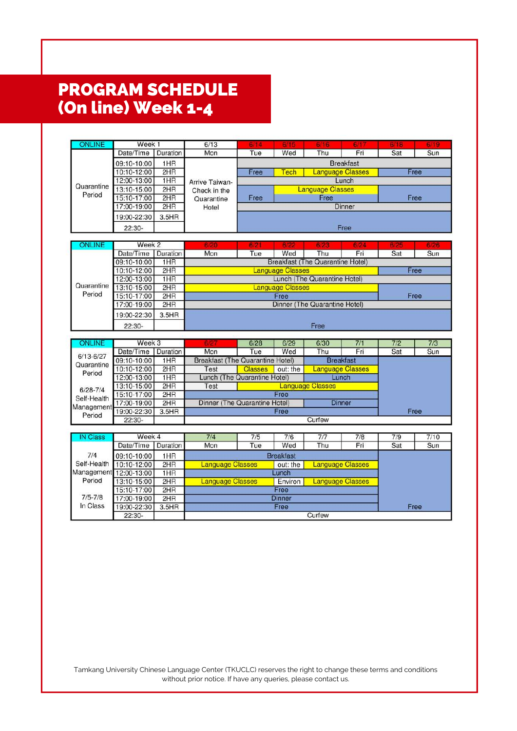# PROGRAM SCHEDULE (On line) Week 1-4

| ONLINE | Week 1 | | 6/13 | 6/14 | 6/15 | 6/16 | 6/17 | 6/18 | 6/19 |
|---|---|---|---|---|---|---|---|---|---|
| | Date/Time | Duration | Mon | Tue | Wed | Thu | Fri | Sat | Sun |
| Quarantine Period | 09:10-10:00 | 1HR | Arrive Taiwan-Check in the Quarantine Hotel | Breakfast | | | | | |
| | 10:10-12:00 | 2HR | | Free | Tech | Language Classes | | Free | |
| | 12:00-13:00 | 1HR | | Lunch | | | | | |
| | 13:10-15:00 | 2HR | | Free | Language Classes | | | Free | |
| | 15:10-17:00 | 2HR | | | Free | | | | |
| | 17:00-19:00 | 2HR | | Dinner | | | | | |
| | 19:00-22:30 | 3.5HR | | Free | | | | | |
| | 22:30- | | | | | | | | |

| ONLINE | Week 2 | | 6/20 | 6/21 | 6/22 | 6/23 | 6/24 | 6/25 | 6/26 |
|---|---|---|---|---|---|---|---|---|---|
| | Date/Time | Duration | Mon | Tue | Wed | Thu | Fri | Sat | Sun |
| Quarantine Period | 09:10-10:00 | 1HR | Breakfast (The Quarantine Hotel) | | | | | | |
| | 10:10-12:00 | 2HR | Language Classes | | | | | Free | |
| | 12:00-13:00 | 1HR | Lunch (The Quarantine Hotel) | | | | | | |
| | 13:10-15:00 | 2HR | Language Classes | | | | | Free | |
| | 15:10-17:00 | 2HR | Free | | | | | | |
| | 17:00-19:00 | 2HR | Dinner (The Quarantine Hotel) | | | | | | |
| | 19:00-22:30 | 3.5HR | Free | | | | | | |
| | 22:30- | | | | | | | | |

| ONLINE | Week 3 | | 6/27 | 6/28 | 6/29 | 6/30 | 7/1 | 7/2 | 7/3 |
|---|---|---|---|---|---|---|---|---|---|
| 6/13-6/27 Quarantine Period<br>6/28-7/4 Self-Health Management Period | Date/Time | Duration | Mon | Tue | Wed | Thu | Fri | Sat | Sun |
| | 09:10-10:00 | 1HR | Breakfast (The Quarantine Hotel) | | | Breakfast | | Free | |
| | 10:10-12:00 | 2HR | Test | Classes | out: the | Language Classes | | | |
| | 12:00-13:00 | 1HR | Lunch (The Quarantine Hotel) | | | Lunch | | | |
| | 13:10-15:00 | 2HR | Test | Language Classes | | | | | |
| | 15:10-17:00 | 2HR | Free | | | | | | |
| | 17:00-19:00 | 2HR | Dinner (The Quarantine Hotel) | | | Dinner | | | |
| | 19:00-22:30 | 3.5HR | Free | | | | | | |
| | 22:30- | | Curfew | | | | | | |

| IN Class | Week 4 | | 7/4 | 7/5 | 7/6 | 7/7 | 7/8 | 7/9 | 7/10 |
|---|---|---|---|---|---|---|---|---|---|
| 7/4 Self-Health Management Period<br>7/5-7/8 In Class | Date/Time | Duration | Mon | Tue | Wed | Thu | Fri | Sat | Sun |
| | 09:10-10:00 | 1HR | Breakfast | | | | | Free | |
| | 10:10-12:00 | 2HR | Language Classes | | out: the | Language Classes | | | |
| | 12:00-13:00 | 1HR | Lunch | | | | | | |
| | 13:10-15:00 | 2HR | Language Classes | | Environ | Language Classes | | | |
| | 15:10-17:00 | 2HR | Free | | | | | | |
| | 17:00-19:00 | 2HR | Dinner | | | | | | |
| | 19:00-22:30 | 3.5HR | Free | | | | | | |
| | 22:30- | | Curfew | | | | | | |

Tamkang University Chinese Language Center (TKUCLC) reserves the right to change these terms and conditions without prior notice. If have any queries, please contact us.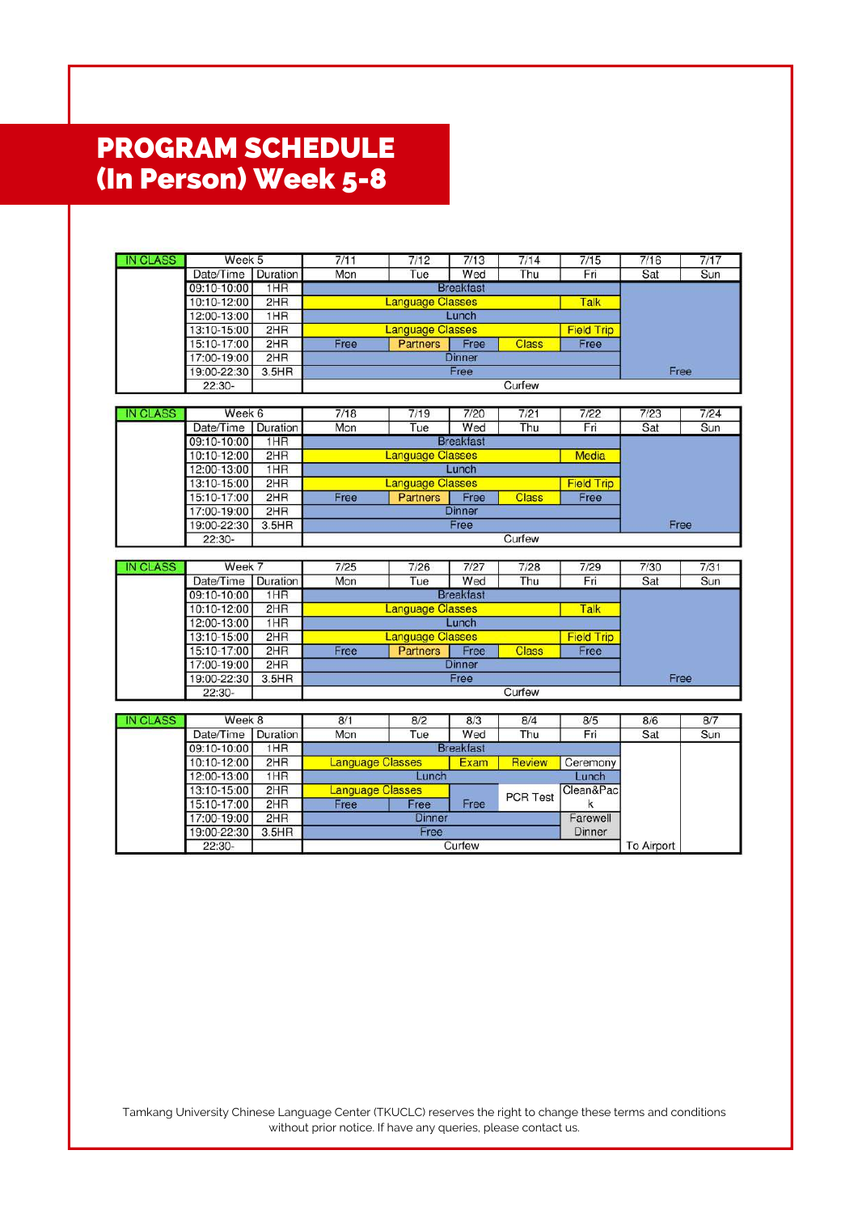# PROGRAM SCHEDULE (In Person) Week 5-8

| IN CLASS | Week 5 | | 7/11 | 7/12 | 7/13 | 7/14 | 7/15 | 7/16 | 7/17 |
|---|---|---|---|---|---|---|---|---|---|
| | Date/Time | Duration | Mon | Tue | Wed | Thu | Fri | Sat | Sun |
| | 09:10-10:00 | 1HR | Breakfast | | | | | | |
| | 10:10-12:00 | 2HR | Language Classes | | | | Talk | | |
| | 12:00-13:00 | 1HR | Lunch | | | | | | |
| | 13:10-15:00 | 2HR | Language Classes | | | | Field Trip | | |
| | 15:10-17:00 | 2HR | Free | Partners | Free | Class | Free | | |
| | 17:00-19:00 | 2HR | Dinner | | | | | | |
| | 19:00-22:30 | 3.5HR | Free | | | | | Free | |
| | 22:30- | | Curfew | | | | | | |

| IN CLASS | Week 6 | | 7/18 | 7/19 | 7/20 | 7/21 | 7/22 | 7/23 | 7/24 |
|---|---|---|---|---|---|---|---|---|---|
| | Date/Time | Duration | Mon | Tue | Wed | Thu | Fri | Sat | Sun |
| | 09:10-10:00 | 1HR | Breakfast | | | | | | |
| | 10:10-12:00 | 2HR | Language Classes | | | | Media | | |
| | 12:00-13:00 | 1HR | Lunch | | | | | | |
| | 13:10-15:00 | 2HR | Language Classes | | | | Field Trip | | |
| | 15:10-17:00 | 2HR | Free | Partners | Free | Class | Free | | |
| | 17:00-19:00 | 2HR | Dinner | | | | | | |
| | 19:00-22:30 | 3.5HR | Free | | | | | Free | |
| | 22:30- | | Curfew | | | | | | |

| IN CLASS | Week 7 | | 7/25 | 7/26 | 7/27 | 7/28 | 7/29 | 7/30 | 7/31 |
|---|---|---|---|---|---|---|---|---|---|
| | Date/Time | Duration | Mon | Tue | Wed | Thu | Fri | Sat | Sun |
| | 09:10-10:00 | 1HR | Breakfast | | | | | | |
| | 10:10-12:00 | 2HR | Language Classes | | | | Talk | | |
| | 12:00-13:00 | 1HR | Lunch | | | | | | |
| | 13:10-15:00 | 2HR | Language Classes | | | | Field Trip | | |
| | 15:10-17:00 | 2HR | Free | Partners | Free | Class | Free | | |
| | 17:00-19:00 | 2HR | Dinner | | | | | | |
| | 19:00-22:30 | 3.5HR | Free | | | | | Free | |
| | 22:30- | | Curfew | | | | | | |

| IN CLASS | Week 8 | | 8/1 | 8/2 | 8/3 | 8/4 | 8/5 | 8/6 | 8/7 |
|---|---|---|---|---|---|---|---|---|---|
| | Date/Time | Duration | Mon | Tue | Wed | Thu | Fri | Sat | Sun |
| | 09:10-10:00 | 1HR | Breakfast | | | | | | |
| | 10:10-12:00 | 2HR | Language Classes | | Exam | Review | Ceremony | | |
| | 12:00-13:00 | 1HR | Lunch | | | | Lunch | | |
| | 13:10-15:00 | 2HR | Language Classes | | Free | PCR Test | Clean&Pack | | |
| | 15:10-17:00 | 2HR | Free | Free | | | | | |
| | 17:00-19:00 | 2HR | Dinner | | | | Farewell Dinner | | |
| | 19:00-22:30 | 3.5HR | Free | | | | | | |
| | 22:30- | | Curfew | | | | | To Airport | |

Tamkang University Chinese Language Center (TKUCLC) reserves the right to change these terms and conditions without prior notice. If have any queries, please contact us.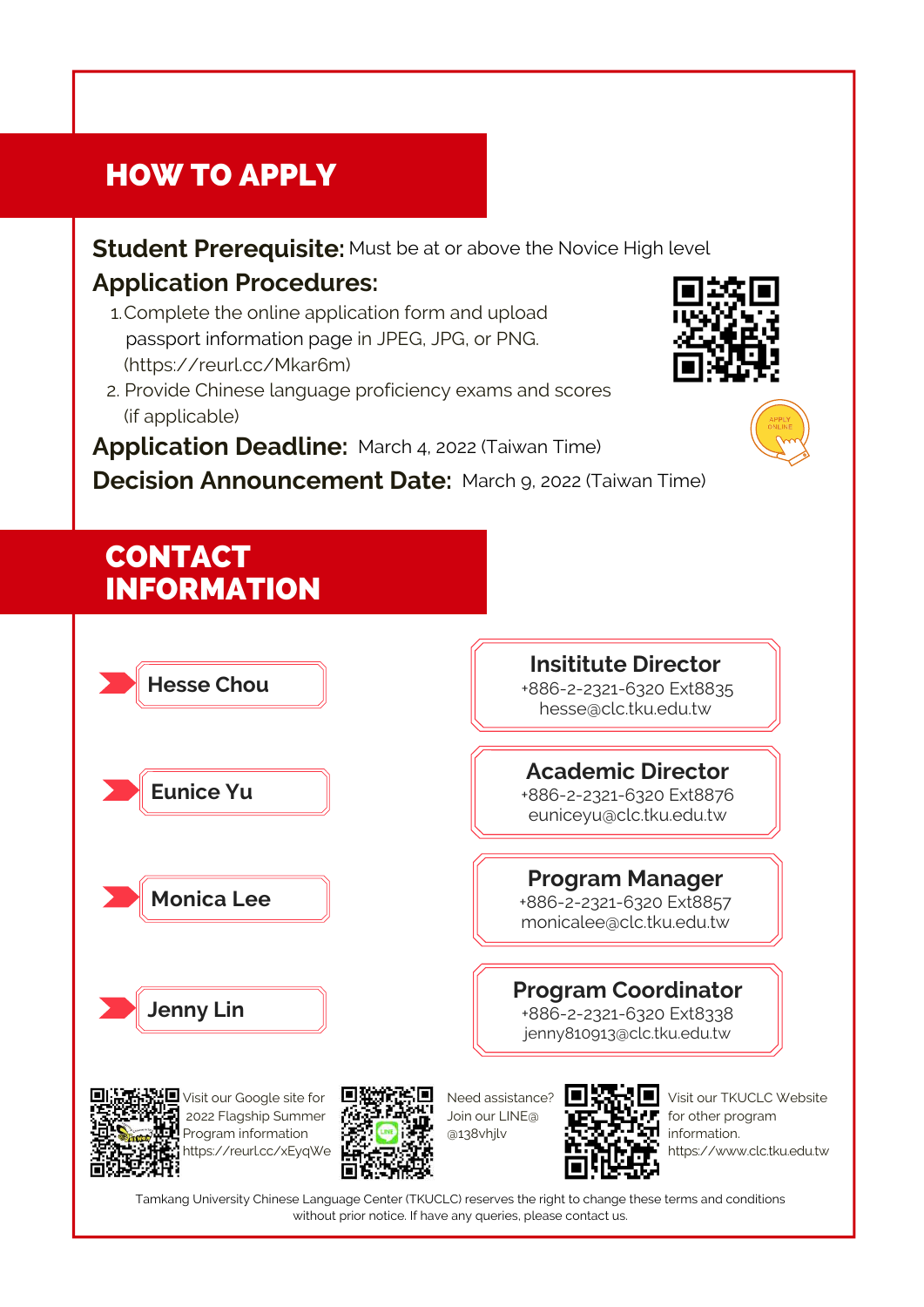## HOW TO APPLY

**Student Prerequisite:** Must be at or above the Novice High level

**Application Procedures:**

1. Complete the online application form and upload passport information page in JPEG, JPG, or PNG. (https://reurl.cc/Mkar6m)
2. Provide Chinese language proficiency exams and scores (if applicable)

APPLY ONLINE

**Application Deadline:** March 4, 2022 (Taiwan Time)

**Decision Announcement Date:** March 9, 2022 (Taiwan Time)

## CONTACT INFORMATION

**Hesse Chou**

**Insititute Director**
+886-2-2321-6320 Ext8835
hesse@clc.tku.edu.tw

**Eunice Yu**

**Academic Director**
+886-2-2321-6320 Ext8876
euniceyu@clc.tku.edu.tw

**Monica Lee**

**Program Manager**
+886-2-2321-6320 Ext8857
monicalee@clc.tku.edu.tw

**Jenny Lin**

**Program Coordinator**
+886-2-2321-6320 Ext8338
jenny810913@clc.tku.edu.tw

Visit our Google site for 2022 Flagship Summer Program information https://reurl.cc/xEyqWe

Need assistance? Join our LINE@ @138vhjlv

Visit our TKUCLC Website for other program information. https://www.clc.tku.edu.tw

Tamkang University Chinese Language Center (TKUCLC) reserves the right to change these terms and conditions without prior notice. If have any queries, please contact us.